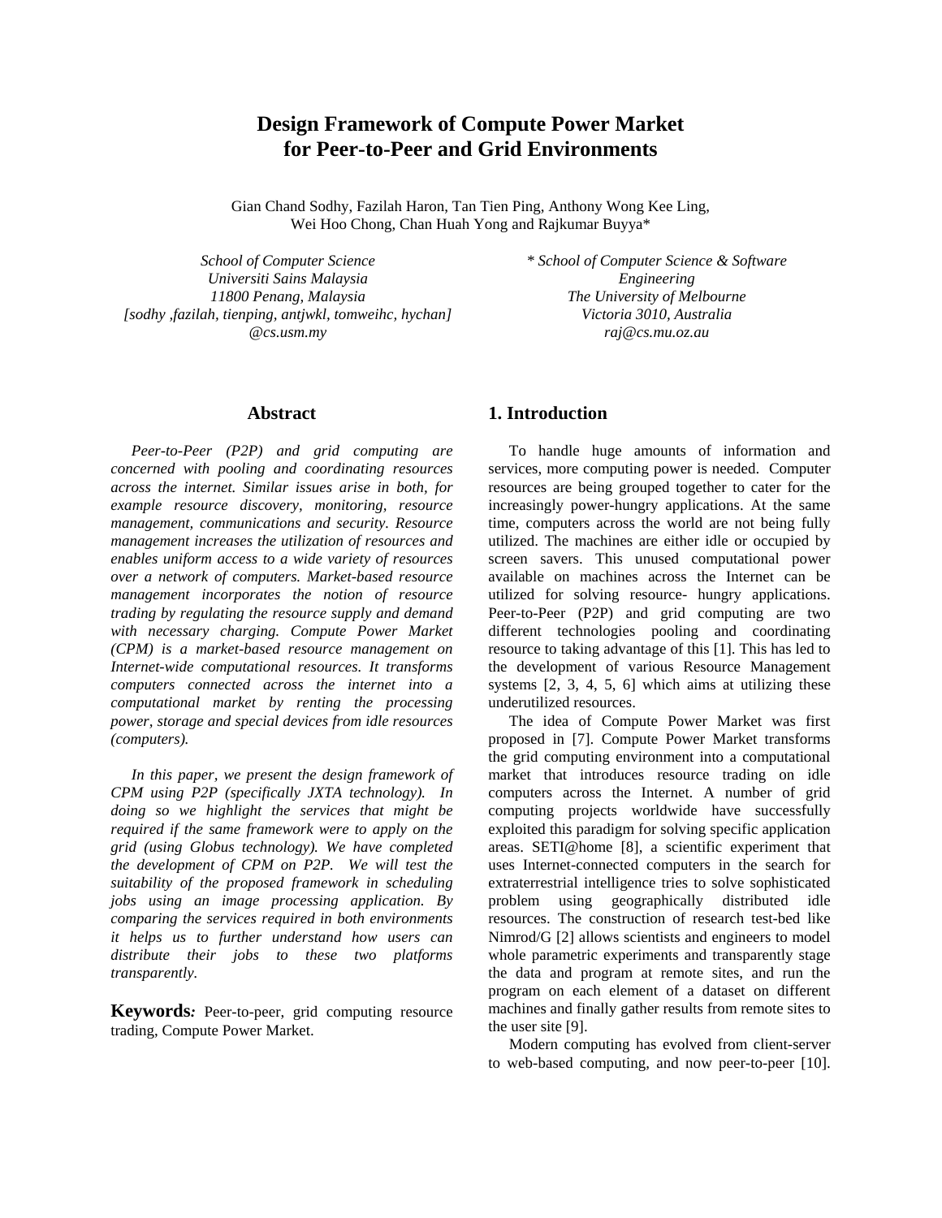# Design Framework of Compute Power Market for Peer-to-Peer and Grid Environments

Gian Chand Sodhy, Fazilah Haron, Tan Tien Ping, Anthony Wong Kee Ling, Wei Hoo Chong, Chan Huah Yong and Rajkumar Buyya*

*School of Computer Science*
*Universiti Sains Malaysia*
*11800 Penang, Malaysia*
*[sodhy ,fazilah, tienping, antjwkl, tomweihc, hychan]*
*@cs.usm.my*

*\* School of Computer Science & Software Engineering*
*The University of Melbourne*
*Victoria 3010, Australia*
*raj@cs.mu.oz.au*

## Abstract

*Peer-to-Peer (P2P) and grid computing are concerned with pooling and coordinating resources across the internet. Similar issues arise in both, for example resource discovery, monitoring, resource management, communications and security. Resource management increases the utilization of resources and enables uniform access to a wide variety of resources over a network of computers. Market-based resource management incorporates the notion of resource trading by regulating the resource supply and demand with necessary charging. Compute Power Market (CPM) is a market-based resource management on Internet-wide computational resources. It transforms computers connected across the internet into a computational market by renting the processing power, storage and special devices from idle resources (computers).*

*In this paper, we present the design framework of CPM using P2P (specifically JXTA technology). In doing so we highlight the services that might be required if the same framework were to apply on the grid (using Globus technology). We have completed the development of CPM on P2P. We will test the suitability of the proposed framework in scheduling jobs using an image processing application. By comparing the services required in both environments it helps us to further understand how users can distribute their jobs to these two platforms transparently.*

**Keywords***:* Peer-to-peer, grid computing resource trading, Compute Power Market.

## 1. Introduction

To handle huge amounts of information and services, more computing power is needed. Computer resources are being grouped together to cater for the increasingly power-hungry applications. At the same time, computers across the world are not being fully utilized. The machines are either idle or occupied by screen savers. This unused computational power available on machines across the Internet can be utilized for solving resource- hungry applications. Peer-to-Peer (P2P) and grid computing are two different technologies pooling and coordinating resource to taking advantage of this [1]. This has led to the development of various Resource Management systems [2, 3, 4, 5, 6] which aims at utilizing these underutilized resources.

The idea of Compute Power Market was first proposed in [7]. Compute Power Market transforms the grid computing environment into a computational market that introduces resource trading on idle computers across the Internet. A number of grid computing projects worldwide have successfully exploited this paradigm for solving specific application areas. SETI@home [8], a scientific experiment that uses Internet-connected computers in the search for extraterrestrial intelligence tries to solve sophisticated problem using geographically distributed idle resources. The construction of research test-bed like Nimrod/G [2] allows scientists and engineers to model whole parametric experiments and transparently stage the data and program at remote sites, and run the program on each element of a dataset on different machines and finally gather results from remote sites to the user site [9].

Modern computing has evolved from client-server to web-based computing, and now peer-to-peer [10].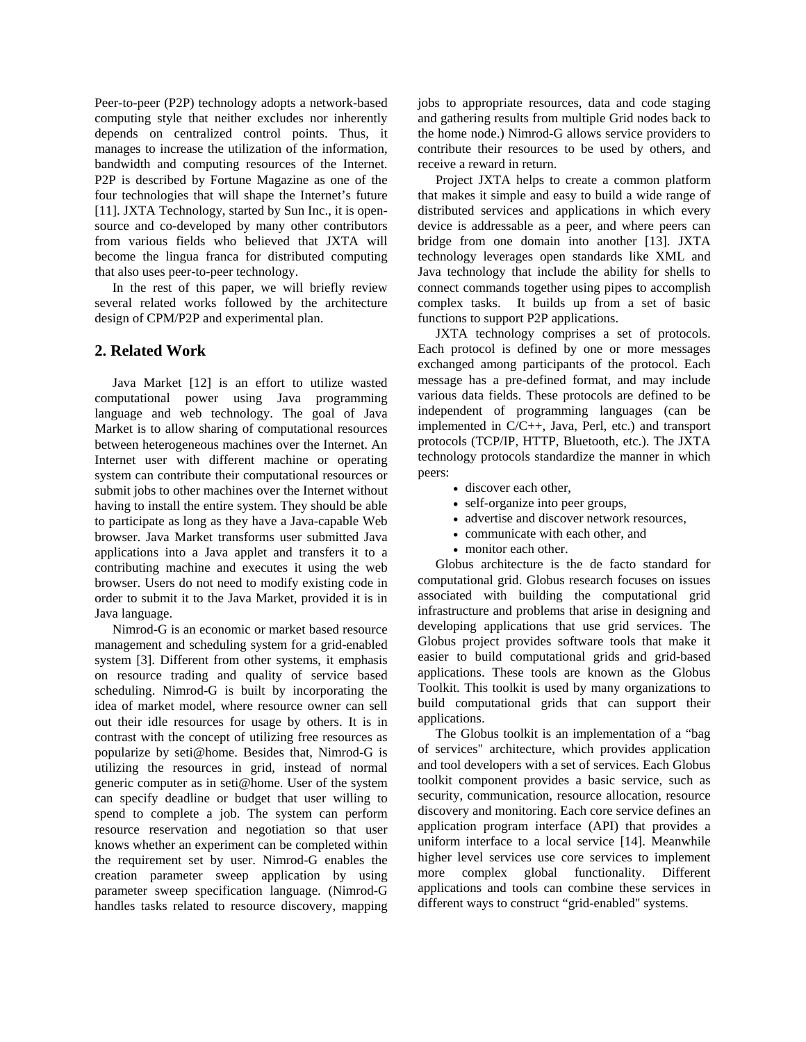Peer-to-peer (P2P) technology adopts a network-based computing style that neither excludes nor inherently depends on centralized control points. Thus, it manages to increase the utilization of the information, bandwidth and computing resources of the Internet. P2P is described by Fortune Magazine as one of the four technologies that will shape the Internet's future [11]. JXTA Technology, started by Sun Inc., it is open-source and co-developed by many other contributors from various fields who believed that JXTA will become the lingua franca for distributed computing that also uses peer-to-peer technology.

In the rest of this paper, we will briefly review several related works followed by the architecture design of CPM/P2P and experimental plan.

## 2. Related Work

Java Market [12] is an effort to utilize wasted computational power using Java programming language and web technology. The goal of Java Market is to allow sharing of computational resources between heterogeneous machines over the Internet. An Internet user with different machine or operating system can contribute their computational resources or submit jobs to other machines over the Internet without having to install the entire system. They should be able to participate as long as they have a Java-capable Web browser. Java Market transforms user submitted Java applications into a Java applet and transfers it to a contributing machine and executes it using the web browser. Users do not need to modify existing code in order to submit it to the Java Market, provided it is in Java language.

Nimrod-G is an economic or market based resource management and scheduling system for a grid-enabled system [3]. Different from other systems, it emphasis on resource trading and quality of service based scheduling. Nimrod-G is built by incorporating the idea of market model, where resource owner can sell out their idle resources for usage by others. It is in contrast with the concept of utilizing free resources as popularize by seti@home. Besides that, Nimrod-G is utilizing the resources in grid, instead of normal generic computer as in seti@home. User of the system can specify deadline or budget that user willing to spend to complete a job. The system can perform resource reservation and negotiation so that user knows whether an experiment can be completed within the requirement set by user. Nimrod-G enables the creation parameter sweep application by using parameter sweep specification language. (Nimrod-G handles tasks related to resource discovery, mapping jobs to appropriate resources, data and code staging and gathering results from multiple Grid nodes back to the home node.) Nimrod-G allows service providers to contribute their resources to be used by others, and receive a reward in return.

Project JXTA helps to create a common platform that makes it simple and easy to build a wide range of distributed services and applications in which every device is addressable as a peer, and where peers can bridge from one domain into another [13]. JXTA technology leverages open standards like XML and Java technology that include the ability for shells to connect commands together using pipes to accomplish complex tasks. It builds up from a set of basic functions to support P2P applications.

JXTA technology comprises a set of protocols. Each protocol is defined by one or more messages exchanged among participants of the protocol. Each message has a pre-defined format, and may include various data fields. These protocols are defined to be independent of programming languages (can be implemented in C/C++, Java, Perl, etc.) and transport protocols (TCP/IP, HTTP, Bluetooth, etc.). The JXTA technology protocols standardize the manner in which peers:

- discover each other,
- self-organize into peer groups,
- advertise and discover network resources,
- communicate with each other, and
- monitor each other.

Globus architecture is the de facto standard for computational grid. Globus research focuses on issues associated with building the computational grid infrastructure and problems that arise in designing and developing applications that use grid services. The Globus project provides software tools that make it easier to build computational grids and grid-based applications. These tools are known as the Globus Toolkit. This toolkit is used by many organizations to build computational grids that can support their applications.

The Globus toolkit is an implementation of a "bag of services" architecture, which provides application and tool developers with a set of services. Each Globus toolkit component provides a basic service, such as security, communication, resource allocation, resource discovery and monitoring. Each core service defines an application program interface (API) that provides a uniform interface to a local service [14]. Meanwhile higher level services use core services to implement more complex global functionality. Different applications and tools can combine these services in different ways to construct "grid-enabled" systems.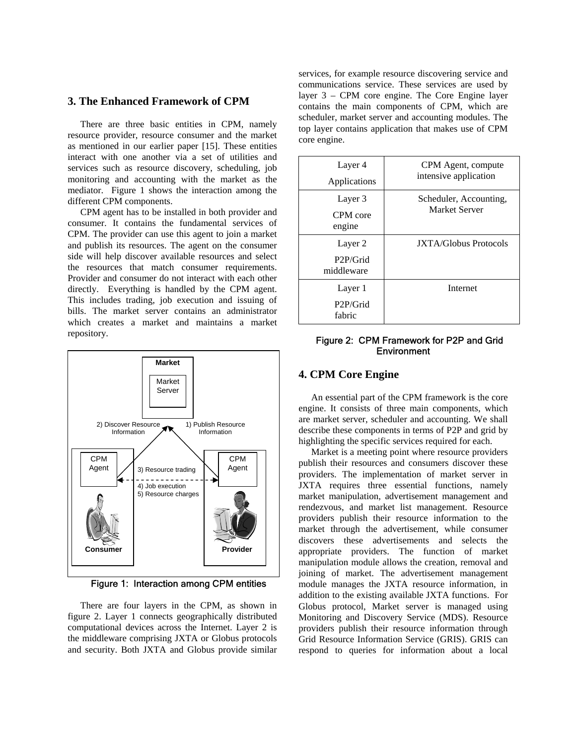## 3. The Enhanced Framework of CPM

There are three basic entities in CPM, namely resource provider, resource consumer and the market as mentioned in our earlier paper [15]. These entities interact with one another via a set of utilities and services such as resource discovery, scheduling, job monitoring and accounting with the market as the mediator. Figure 1 shows the interaction among the different CPM components.

CPM agent has to be installed in both provider and consumer. It contains the fundamental services of CPM. The provider can use this agent to join a market and publish its resources. The agent on the consumer side will help discover available resources and select the resources that match consumer requirements. Provider and consumer do not interact with each other directly. Everything is handled by the CPM agent. This includes trading, job execution and issuing of bills. The market server contains an administrator which creates a market and maintains a market repository.

Figure 1: Interaction among CPM entities

There are four layers in the CPM, as shown in figure 2. Layer 1 connects geographically distributed computational devices across the Internet. Layer 2 is the middleware comprising JXTA or Globus protocols and security. Both JXTA and Globus provide similar services, for example resource discovering service and communications service. These services are used by layer 3 – CPM core engine. The Core Engine layer contains the main components of CPM, which are scheduler, market server and accounting modules. The top layer contains application that makes use of CPM core engine.

| Layer 4 Applications | CPM Agent, compute intensive application |
|---|---|
| Layer 3 CPM core engine | Scheduler, Accounting, Market Server |
| Layer 2 P2P/Grid middleware | JXTA/Globus Protocols |
| Layer 1 P2P/Grid fabric | Internet |

Figure 2: CPM Framework for P2P and Grid Environment

## 4. CPM Core Engine

An essential part of the CPM framework is the core engine. It consists of three main components, which are market server, scheduler and accounting. We shall describe these components in terms of P2P and grid by highlighting the specific services required for each.

Market is a meeting point where resource providers publish their resources and consumers discover these providers. The implementation of market server in JXTA requires three essential functions, namely market manipulation, advertisement management and rendezvous, and market list management. Resource providers publish their resource information to the market through the advertisement, while consumer discovers these advertisements and selects the appropriate providers. The function of market manipulation module allows the creation, removal and joining of market. The advertisement management module manages the JXTA resource information, in addition to the existing available JXTA functions. For Globus protocol, Market server is managed using Monitoring and Discovery Service (MDS). Resource providers publish their resource information through Grid Resource Information Service (GRIS). GRIS can respond to queries for information about a local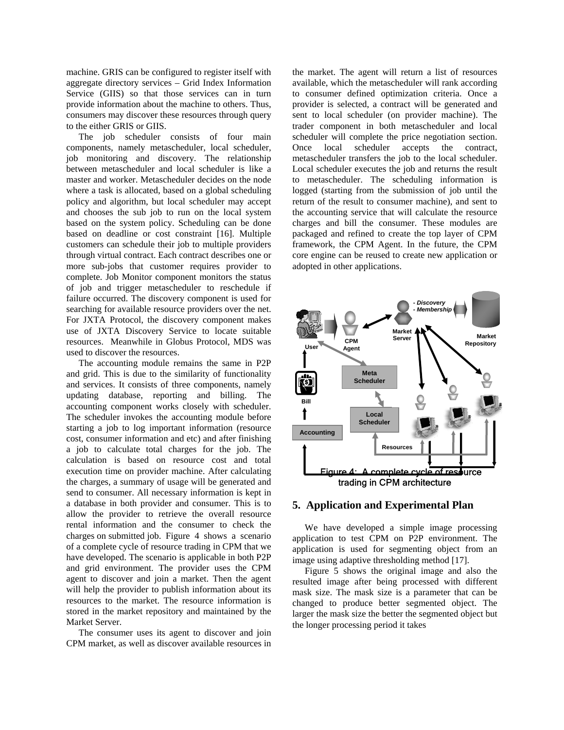machine. GRIS can be configured to register itself with aggregate directory services – Grid Index Information Service (GIIS) so that those services can in turn provide information about the machine to others. Thus, consumers may discover these resources through query to the either GRIS or GIIS.

The job scheduler consists of four main components, namely metascheduler, local scheduler, job monitoring and discovery. The relationship between metascheduler and local scheduler is like a master and worker. Metascheduler decides on the node where a task is allocated, based on a global scheduling policy and algorithm, but local scheduler may accept and chooses the sub job to run on the local system based on the system policy. Scheduling can be done based on deadline or cost constraint [16]. Multiple customers can schedule their job to multiple providers through virtual contract. Each contract describes one or more sub-jobs that customer requires provider to complete. Job Monitor component monitors the status of job and trigger metascheduler to reschedule if failure occurred. The discovery component is used for searching for available resource providers over the net. For JXTA Protocol, the discovery component makes use of JXTA Discovery Service to locate suitable resources. Meanwhile in Globus Protocol, MDS was used to discover the resources.

The accounting module remains the same in P2P and grid. This is due to the similarity of functionality and services. It consists of three components, namely updating database, reporting and billing. The accounting component works closely with scheduler. The scheduler invokes the accounting module before starting a job to log important information (resource cost, consumer information and etc) and after finishing a job to calculate total charges for the job. The calculation is based on resource cost and total execution time on provider machine. After calculating the charges, a summary of usage will be generated and send to consumer. All necessary information is kept in a database in both provider and consumer. This is to allow the provider to retrieve the overall resource rental information and the consumer to check the charges on submitted job. Figure 4 shows a scenario of a complete cycle of resource trading in CPM that we have developed. The scenario is applicable in both P2P and grid environment. The provider uses the CPM agent to discover and join a market. Then the agent will help the provider to publish information about its resources to the market. The resource information is stored in the market repository and maintained by the Market Server.

The consumer uses its agent to discover and join CPM market, as well as discover available resources in the market. The agent will return a list of resources available, which the metascheduler will rank according to consumer defined optimization criteria. Once a provider is selected, a contract will be generated and sent to local scheduler (on provider machine). The trader component in both metascheduler and local scheduler will complete the price negotiation section. Once local scheduler accepts the contract, metascheduler transfers the job to the local scheduler. Local scheduler executes the job and returns the result to metascheduler. The scheduling information is logged (starting from the submission of job until the return of the result to consumer machine), and sent to the accounting service that will calculate the resource charges and bill the consumer. These modules are packaged and refined to create the top layer of CPM framework, the CPM Agent. In the future, the CPM core engine can be reused to create new application or adopted in other applications.

Figure 4: A complete cycle of resource trading in CPM architecture

## 5. Application and Experimental Plan

We have developed a simple image processing application to test CPM on P2P environment. The application is used for segmenting object from an image using adaptive thresholding method [17].

Figure 5 shows the original image and also the resulted image after being processed with different mask size. The mask size is a parameter that can be changed to produce better segmented object. The larger the mask size the better the segmented object but the longer processing period it takes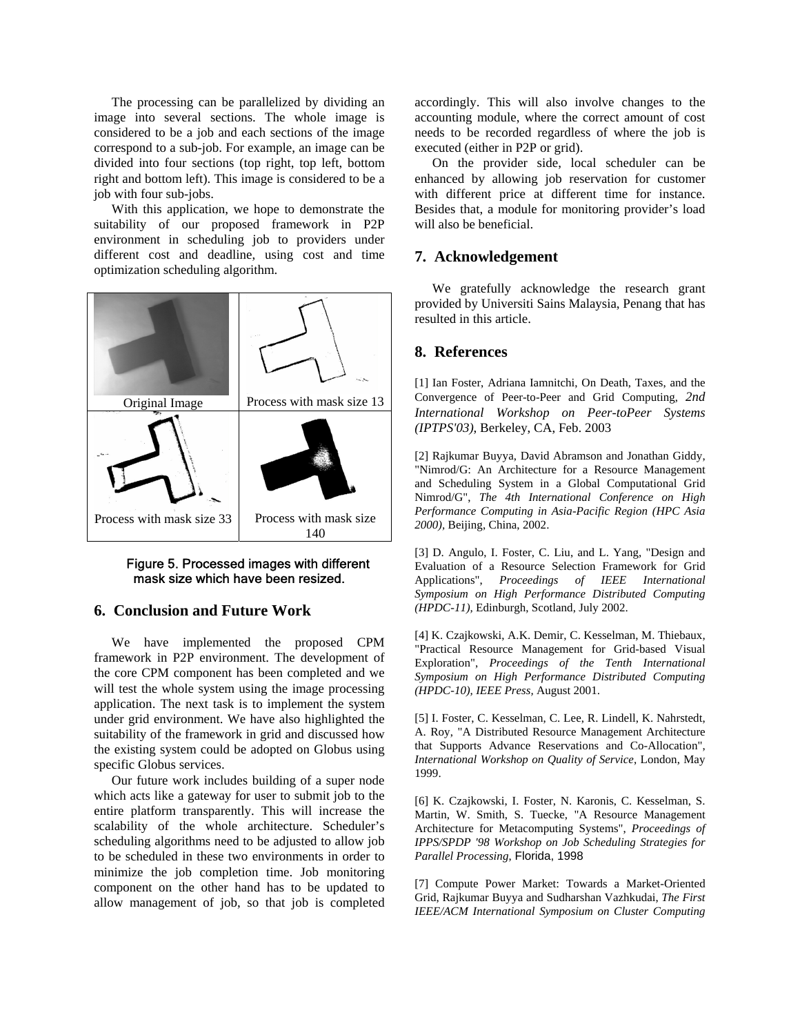The processing can be parallelized by dividing an image into several sections. The whole image is considered to be a job and each sections of the image correspond to a sub-job. For example, an image can be divided into four sections (top right, top left, bottom right and bottom left). This image is considered to be a job with four sub-jobs.

With this application, we hope to demonstrate the suitability of our proposed framework in P2P environment in scheduling job to providers under different cost and deadline, using cost and time optimization scheduling algorithm.

| Original Image | Process with mask size 13 |
| --- | --- |
| Process with mask size 33 | Process with mask size 140 |

Figure 5. Processed images with different mask size which have been resized.

## 6. Conclusion and Future Work

We have implemented the proposed CPM framework in P2P environment. The development of the core CPM component has been completed and we will test the whole system using the image processing application. The next task is to implement the system under grid environment. We have also highlighted the suitability of the framework in grid and discussed how the existing system could be adopted on Globus using specific Globus services.

Our future work includes building of a super node which acts like a gateway for user to submit job to the entire platform transparently. This will increase the scalability of the whole architecture. Scheduler's scheduling algorithms need to be adjusted to allow job to be scheduled in these two environments in order to minimize the job completion time. Job monitoring component on the other hand has to be updated to allow management of job, so that job is completed accordingly. This will also involve changes to the accounting module, where the correct amount of cost needs to be recorded regardless of where the job is executed (either in P2P or grid).

On the provider side, local scheduler can be enhanced by allowing job reservation for customer with different price at different time for instance. Besides that, a module for monitoring provider's load will also be beneficial.

## 7. Acknowledgement

We gratefully acknowledge the research grant provided by Universiti Sains Malaysia, Penang that has resulted in this article.

## 8. References

[1] Ian Foster, Adriana Iamnitchi, On Death, Taxes, and the Convergence of Peer-to-Peer and Grid Computing, *2nd International Workshop on Peer-toPeer Systems (IPTPS'03)*, Berkeley, CA, Feb. 2003

[2] Rajkumar Buyya, David Abramson and Jonathan Giddy, "Nimrod/G: An Architecture for a Resource Management and Scheduling System in a Global Computational Grid Nimrod/G", *The 4th International Conference on High Performance Computing in Asia-Pacific Region (HPC Asia 2000)*, Beijing, China, 2002.

[3] D. Angulo, I. Foster, C. Liu, and L. Yang, "Design and Evaluation of a Resource Selection Framework for Grid Applications", *Proceedings of IEEE International Symposium on High Performance Distributed Computing (HPDC-11)*, Edinburgh, Scotland, July 2002.

[4] K. Czajkowski, A.K. Demir, C. Kesselman, M. Thiebaux, "Practical Resource Management for Grid-based Visual Exploration", *Proceedings of the Tenth International Symposium on High Performance Distributed Computing (HPDC-10), IEEE Press*, August 2001.

[5] I. Foster, C. Kesselman, C. Lee, R. Lindell, K. Nahrstedt, A. Roy, "A Distributed Resource Management Architecture that Supports Advance Reservations and Co-Allocation", *International Workshop on Quality of Service*, London, May 1999.

[6] K. Czajkowski, I. Foster, N. Karonis, C. Kesselman, S. Martin, W. Smith, S. Tuecke, "A Resource Management Architecture for Metacomputing Systems", *Proceedings of IPPS/SPDP '98 Workshop on Job Scheduling Strategies for Parallel Processing*, Florida, 1998

[7] Compute Power Market: Towards a Market-Oriented Grid, Rajkumar Buyya and Sudharshan Vazhkudai, *The First IEEE/ACM International Symposium on Cluster Computing*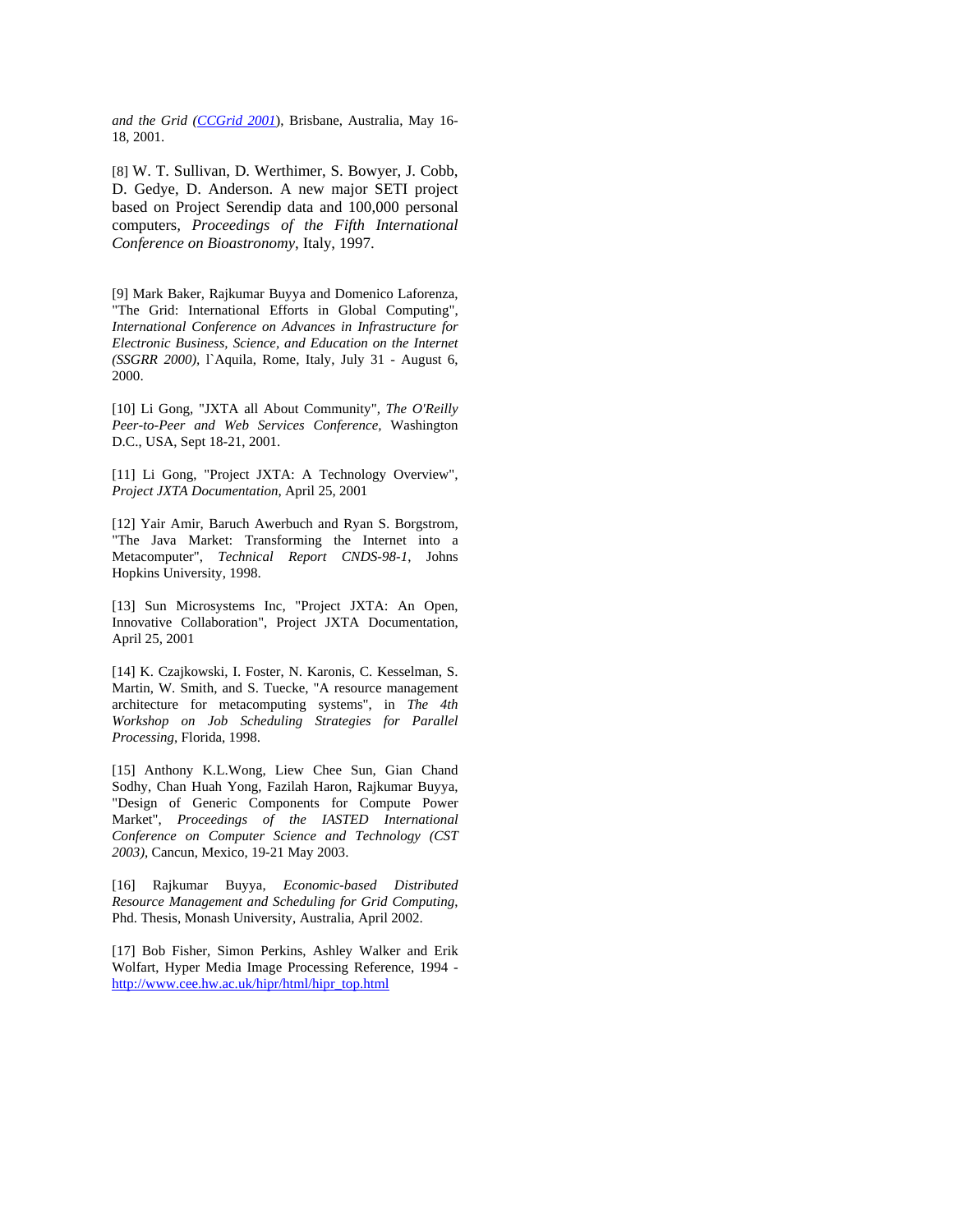*and the Grid* (*CCGrid 2001*), Brisbane, Australia, May 16-18, 2001.

[8] W. T. Sullivan, D. Werthimer, S. Bowyer, J. Cobb, D. Gedye, D. Anderson. A new major SETI project based on Project Serendip data and 100,000 personal computers, *Proceedings of the Fifth International Conference on Bioastronomy*, Italy, 1997.

[9] Mark Baker, Rajkumar Buyya and Domenico Laforenza, "The Grid: International Efforts in Global Computing", *International Conference on Advances in Infrastructure for Electronic Business, Science, and Education on the Internet (SSGRR 2000),* l`Aquila, Rome, Italy, July 31 - August 6, 2000.

[10] Li Gong, "JXTA all About Community", *The O'Reilly Peer-to-Peer and Web Services Conference,* Washington D.C., USA, Sept 18-21, 2001.

[11] Li Gong, "Project JXTA: A Technology Overview", *Project JXTA Documentation*, April 25, 2001

[12] Yair Amir, Baruch Awerbuch and Ryan S. Borgstrom, "The Java Market: Transforming the Internet into a Metacomputer", *Technical Report CNDS-98-1*, Johns Hopkins University, 1998.

[13] Sun Microsystems Inc, "Project JXTA: An Open, Innovative Collaboration", Project JXTA Documentation, April 25, 2001

[14] K. Czajkowski, I. Foster, N. Karonis, C. Kesselman, S. Martin, W. Smith, and S. Tuecke, "A resource management architecture for metacomputing systems", in *The 4th Workshop on Job Scheduling Strategies for Parallel Processing*, Florida, 1998.

[15] Anthony K.L.Wong, Liew Chee Sun, Gian Chand Sodhy, Chan Huah Yong, Fazilah Haron, Rajkumar Buyya, "Design of Generic Components for Compute Power Market", *Proceedings of the IASTED International Conference on Computer Science and Technology (CST 2003),* Cancun, Mexico, 19-21 May 2003.

[16] Rajkumar Buyya, *Economic-based Distributed Resource Management and Scheduling for Grid Computing*, Phd. Thesis, Monash University, Australia, April 2002.

[17] Bob Fisher, Simon Perkins, Ashley Walker and Erik Wolfart, Hyper Media Image Processing Reference, 1994 - http://www.cee.hw.ac.uk/hipr/html/hipr_top.html